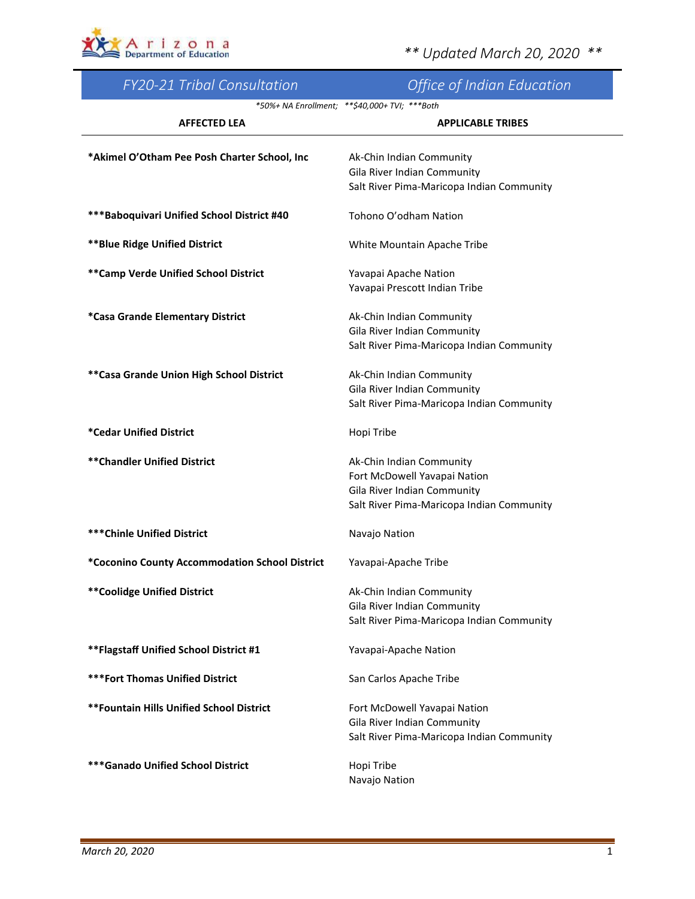*\*\* Updated March 20, 2020 \*\**

## FY20-21 Tribal Consultation — Office of Indian Education

*\*50%+ NA Enrollment; \*\*$40,000+ TVI; \*\*\*Both*

| AFFECTED LEA | APPLICABLE TRIBES |
|---|---|
| **\*Akimel O'Otham Pee Posh Charter School, Inc** | Ak-Chin Indian Community<br>Gila River Indian Community<br>Salt River Pima-Maricopa Indian Community |
| **\*\*\*Baboquivari Unified School District #40** | Tohono O'odham Nation |
| **\*\*Blue Ridge Unified District** | White Mountain Apache Tribe |
| **\*\*Camp Verde Unified School District** | Yavapai Apache Nation<br>Yavapai Prescott Indian Tribe |
| **\*Casa Grande Elementary District** | Ak-Chin Indian Community<br>Gila River Indian Community<br>Salt River Pima-Maricopa Indian Community |
| **\*\*Casa Grande Union High School District** | Ak-Chin Indian Community<br>Gila River Indian Community<br>Salt River Pima-Maricopa Indian Community |
| **\*Cedar Unified District** | Hopi Tribe |
| **\*\*Chandler Unified District** | Ak-Chin Indian Community<br>Fort McDowell Yavapai Nation<br>Gila River Indian Community<br>Salt River Pima-Maricopa Indian Community |
| **\*\*\*Chinle Unified District** | Navajo Nation |
| **\*Coconino County Accommodation School District** | Yavapai-Apache Tribe |
| **\*\*Coolidge Unified District** | Ak-Chin Indian Community<br>Gila River Indian Community<br>Salt River Pima-Maricopa Indian Community |
| **\*\*Flagstaff Unified School District #1** | Yavapai-Apache Nation |
| **\*\*\*Fort Thomas Unified District** | San Carlos Apache Tribe |
| **\*\*Fountain Hills Unified School District** | Fort McDowell Yavapai Nation<br>Gila River Indian Community<br>Salt River Pima-Maricopa Indian Community |
| **\*\*\*Ganado Unified School District** | Hopi Tribe<br>Navajo Nation |

*March 20, 2020*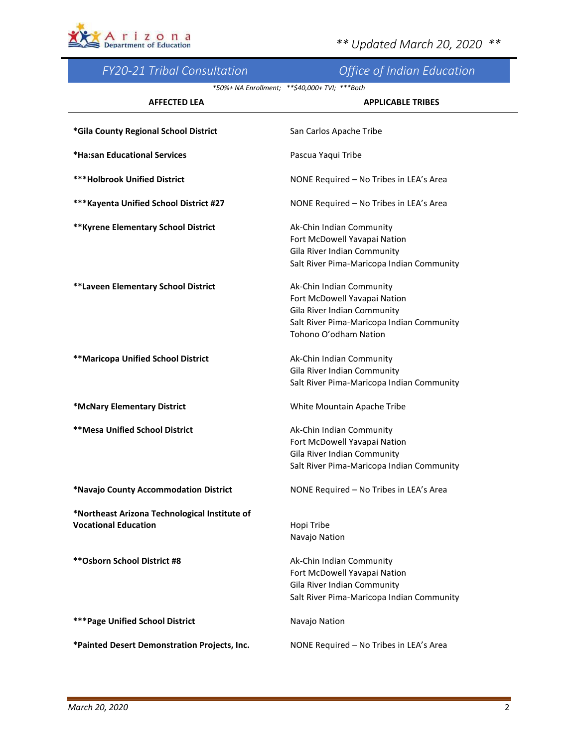** Updated March 20, 2020 **

## FY20-21 Tribal Consultation — Office of Indian Education

*\*50%+ NA Enrollment; \*\*$40,000+ TVI; \*\*\*Both*

| AFFECTED LEA | APPLICABLE TRIBES |
|---|---|
| **\*Gila County Regional School District** | San Carlos Apache Tribe |
| **\*Ha:san Educational Services** | Pascua Yaqui Tribe |
| **\*\*\*Holbrook Unified District** | NONE Required – No Tribes in LEA's Area |
| **\*\*\*Kayenta Unified School District #27** | NONE Required – No Tribes in LEA's Area |
| **\*\*Kyrene Elementary School District** | Ak-Chin Indian Community<br>Fort McDowell Yavapai Nation<br>Gila River Indian Community<br>Salt River Pima-Maricopa Indian Community |
| **\*\*Laveen Elementary School District** | Ak-Chin Indian Community<br>Fort McDowell Yavapai Nation<br>Gila River Indian Community<br>Salt River Pima-Maricopa Indian Community<br>Tohono O'odham Nation |
| **\*\*Maricopa Unified School District** | Ak-Chin Indian Community<br>Gila River Indian Community<br>Salt River Pima-Maricopa Indian Community |
| **\*McNary Elementary District** | White Mountain Apache Tribe |
| **\*\*Mesa Unified School District** | Ak-Chin Indian Community<br>Fort McDowell Yavapai Nation<br>Gila River Indian Community<br>Salt River Pima-Maricopa Indian Community |
| **\*Navajo County Accommodation District** | NONE Required – No Tribes in LEA's Area |
| **\*Northeast Arizona Technological Institute of Vocational Education** | Hopi Tribe<br>Navajo Nation |
| **\*\*Osborn School District #8** | Ak-Chin Indian Community<br>Fort McDowell Yavapai Nation<br>Gila River Indian Community<br>Salt River Pima-Maricopa Indian Community |
| **\*\*\*Page Unified School District** | Navajo Nation |
| **\*Painted Desert Demonstration Projects, Inc.** | NONE Required – No Tribes in LEA's Area |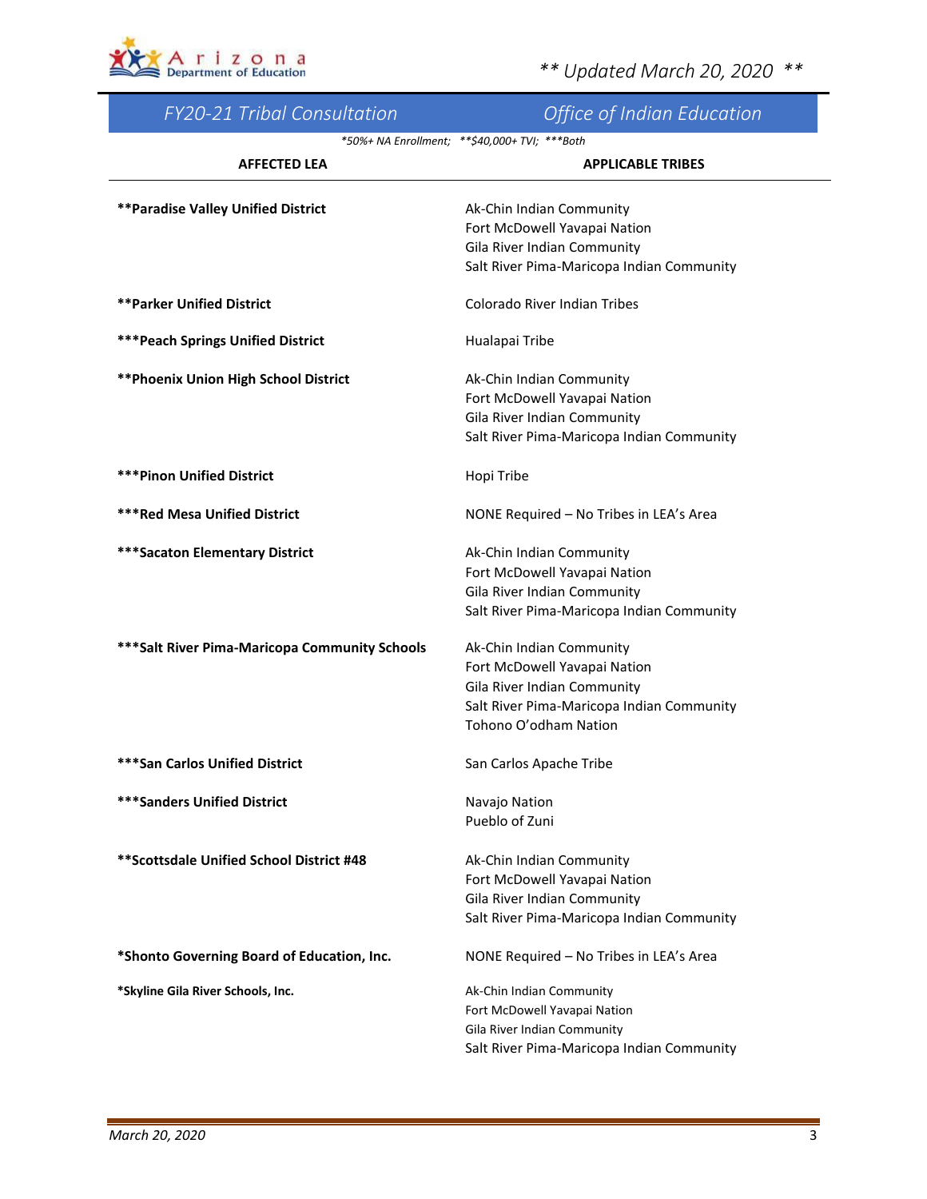** Updated March 20, 2020 **

## FY20-21 Tribal Consultation — Office of Indian Education

*\*50%+ NA Enrollment; \*\*$40,000+ TVI; \*\*\*Both*

| AFFECTED LEA | APPLICABLE TRIBES |
|---|---|
| **\*\*Paradise Valley Unified District** | Ak-Chin Indian Community<br>Fort McDowell Yavapai Nation<br>Gila River Indian Community<br>Salt River Pima-Maricopa Indian Community |
| **\*\*Parker Unified District** | Colorado River Indian Tribes |
| **\*\*\*Peach Springs Unified District** | Hualapai Tribe |
| **\*\*Phoenix Union High School District** | Ak-Chin Indian Community<br>Fort McDowell Yavapai Nation<br>Gila River Indian Community<br>Salt River Pima-Maricopa Indian Community |
| **\*\*\*Pinon Unified District** | Hopi Tribe |
| **\*\*\*Red Mesa Unified District** | NONE Required – No Tribes in LEA's Area |
| **\*\*\*Sacaton Elementary District** | Ak-Chin Indian Community<br>Fort McDowell Yavapai Nation<br>Gila River Indian Community<br>Salt River Pima-Maricopa Indian Community |
| **\*\*\*Salt River Pima-Maricopa Community Schools** | Ak-Chin Indian Community<br>Fort McDowell Yavapai Nation<br>Gila River Indian Community<br>Salt River Pima-Maricopa Indian Community<br>Tohono O'odham Nation |
| **\*\*\*San Carlos Unified District** | San Carlos Apache Tribe |
| **\*\*\*Sanders Unified District** | Navajo Nation<br>Pueblo of Zuni |
| **\*\*Scottsdale Unified School District #48** | Ak-Chin Indian Community<br>Fort McDowell Yavapai Nation<br>Gila River Indian Community<br>Salt River Pima-Maricopa Indian Community |
| **\*Shonto Governing Board of Education, Inc.** | NONE Required – No Tribes in LEA's Area |
| **\*Skyline Gila River Schools, Inc.** | Ak-Chin Indian Community<br>Fort McDowell Yavapai Nation<br>Gila River Indian Community<br>Salt River Pima-Maricopa Indian Community |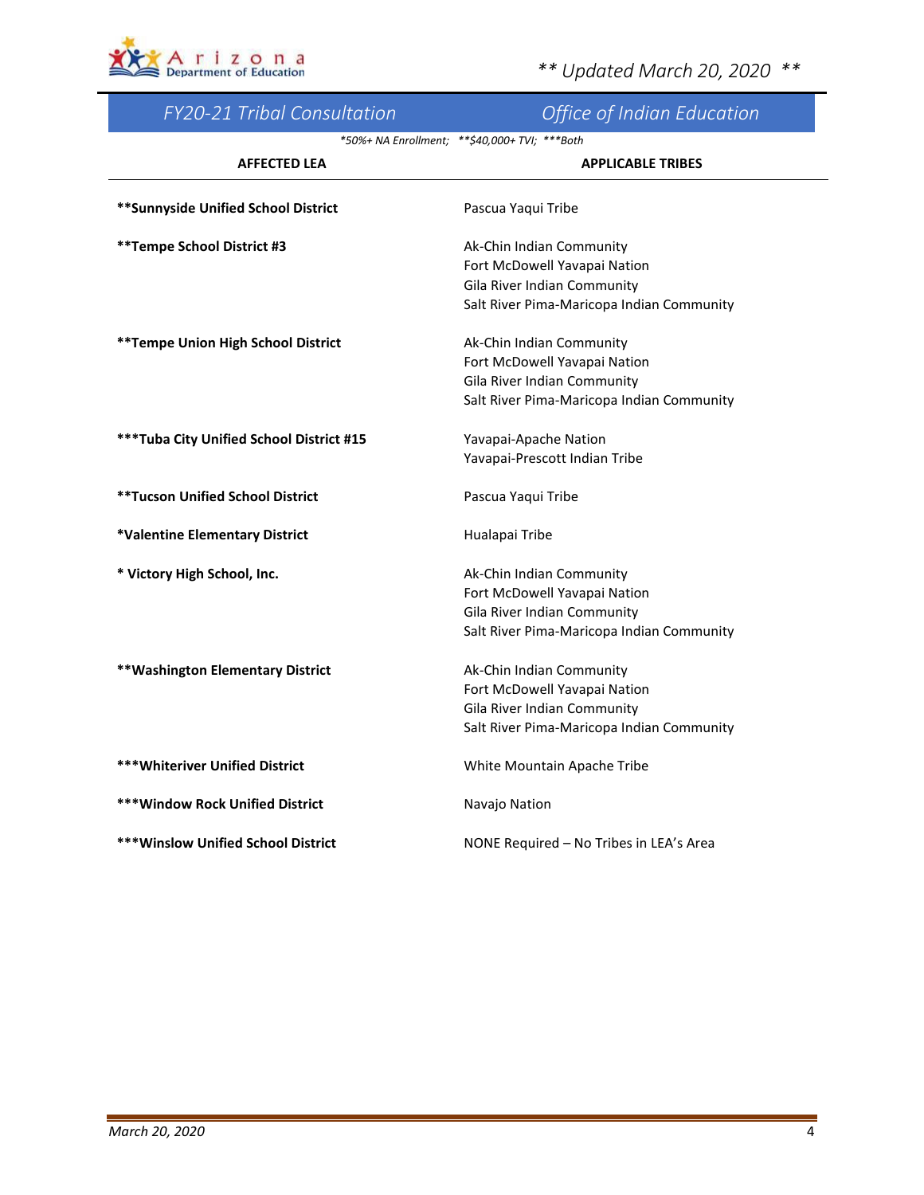## FY20-21 Tribal Consultation — Office of Indian Education

*\*50%+ NA Enrollment; \*\*$40,000+ TVI; \*\*\*Both*

| AFFECTED LEA | APPLICABLE TRIBES |
|---|---|
| **\*\*Sunnyside Unified School District** | Pascua Yaqui Tribe |
| **\*\*Tempe School District #3** | Ak-Chin Indian Community<br>Fort McDowell Yavapai Nation<br>Gila River Indian Community<br>Salt River Pima-Maricopa Indian Community |
| **\*\*Tempe Union High School District** | Ak-Chin Indian Community<br>Fort McDowell Yavapai Nation<br>Gila River Indian Community<br>Salt River Pima-Maricopa Indian Community |
| **\*\*\*Tuba City Unified School District #15** | Yavapai-Apache Nation<br>Yavapai-Prescott Indian Tribe |
| **\*\*Tucson Unified School District** | Pascua Yaqui Tribe |
| **\*Valentine Elementary District** | Hualapai Tribe |
| **\* Victory High School, Inc.** | Ak-Chin Indian Community<br>Fort McDowell Yavapai Nation<br>Gila River Indian Community<br>Salt River Pima-Maricopa Indian Community |
| **\*\*Washington Elementary District** | Ak-Chin Indian Community<br>Fort McDowell Yavapai Nation<br>Gila River Indian Community<br>Salt River Pima-Maricopa Indian Community |
| **\*\*\*Whiteriver Unified District** | White Mountain Apache Tribe |
| **\*\*\*Window Rock Unified District** | Navajo Nation |
| **\*\*\*Winslow Unified School District** | NONE Required – No Tribes in LEA's Area |